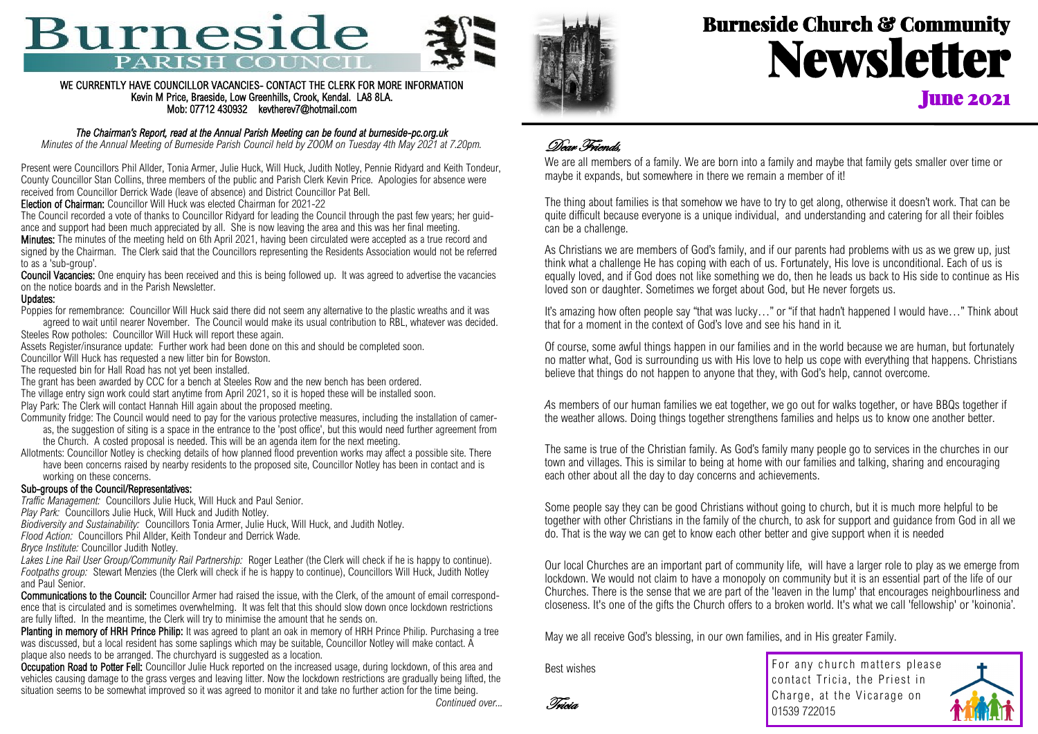# Burneside PARISH COUNCIL

**WE CURRENTLY HAVE COUNCILLOR VACANCIES- CONTACT THE CLERK FOR MORE INFORMATION**
**Kevin M Price, Braeside, Low Greenhills, Crook, Kendal. LA8 8LA.**
**Mob: 07712 430932 kevtherev7@hotmail.com**

***The Chairman's Report, read at the Annual Parish Meeting can be found at burneside-pc.org.uk***

*Minutes of the Annual Meeting of Burneside Parish Council held by ZOOM on Tuesday 4th May 2021 at 7.20pm.*

Present were Councillors Phil Allder, Tonia Armer, Julie Huck, Will Huck, Judith Notley, Pennie Ridyard and Keith Tondeur, County Councillor Stan Collins, three members of the public and Parish Clerk Kevin Price. Apologies for absence were received from Councillor Derrick Wade (leave of absence) and District Councillor Pat Bell.

**Election of Chairman:** Councillor Will Huck was elected Chairman for 2021-22

The Council recorded a vote of thanks to Councillor Ridyard for leading the Council through the past few years; her guidance and support had been much appreciated by all. She is now leaving the area and this was her final meeting.

**Minutes:** The minutes of the meeting held on 6th April 2021, having been circulated were accepted as a true record and signed by the Chairman. The Clerk said that the Councillors representing the Residents Association would not be referred to as a 'sub-group'.

**Council Vacancies:** One enquiry has been received and this is being followed up. It was agreed to advertise the vacancies on the notice boards and in the Parish Newsletter.

**Updates:**

Poppies for remembrance: Councillor Will Huck said there did not seem any alternative to the plastic wreaths and it was agreed to wait until nearer November. The Council would make its usual contribution to RBL, whatever was decided.

Steeles Row potholes: Councillor Will Huck will report these again.

Assets Register/insurance update: Further work had been done on this and should be completed soon.

Councillor Will Huck has requested a new litter bin for Bowston.

The requested bin for Hall Road has not yet been installed.

The grant has been awarded by CCC for a bench at Steeles Row and the new bench has been ordered.

The village entry sign work could start anytime from April 2021, so it is hoped these will be installed soon.

Play Park: The Clerk will contact Hannah Hill again about the proposed meeting.

Community fridge: The Council would need to pay for the various protective measures, including the installation of cameras, the suggestion of siting is a space in the entrance to the 'post office', but this would need further agreement from the Church. A costed proposal is needed. This will be an agenda item for the next meeting.

Allotments: Councillor Notley is checking details of how planned flood prevention works may affect a possible site. There have been concerns raised by nearby residents to the proposed site, Councillor Notley has been in contact and is working on these concerns.

**Sub-groups of the Council/Representatives:**

*Traffic Management:* Councillors Julie Huck, Will Huck and Paul Senior.

*Play Park:* Councillors Julie Huck, Will Huck and Judith Notley.

*Biodiversity and Sustainability:* Councillors Tonia Armer, Julie Huck, Will Huck, and Judith Notley.

*Flood Action:* Councillors Phil Allder, Keith Tondeur and Derrick Wade.

*Bryce Institute:* Councillor Judith Notley.

*Lakes Line Rail User Group/Community Rail Partnership:* Roger Leather (the Clerk will check if he is happy to continue).

*Footpaths group:* Stewart Menzies (the Clerk will check if he is happy to continue), Councillors Will Huck, Judith Notley and Paul Senior.

**Communications to the Council:** Councillor Armer had raised the issue, with the Clerk, of the amount of email correspondence that is circulated and is sometimes overwhelming. It was felt that this should slow down once lockdown restrictions are fully lifted. In the meantime, the Clerk will try to minimise the amount that he sends on.

**Planting in memory of HRH Prince Philip:** It was agreed to plant an oak in memory of HRH Prince Philip. Purchasing a tree was discussed, but a local resident has some saplings which may be suitable, Councillor Notley will make contact. A plaque also needs to be arranged. The churchyard is suggested as a location.

**Occupation Road to Potter Fell:** Councillor Julie Huck reported on the increased usage, during lockdown, of this area and vehicles causing damage to the grass verges and leaving litter. Now the lockdown restrictions are gradually being lifted, the situation seems to be somewhat improved so it was agreed to monitor it and take no further action for the time being.

*Continued over...*

# Burneside Church & Community Newsletter

## June 2021

*Dear Friends,*

We are all members of a family. We are born into a family and maybe that family gets smaller over time or maybe it expands, but somewhere in there we remain a member of it!

The thing about families is that somehow we have to try to get along, otherwise it doesn't work. That can be quite difficult because everyone is a unique individual, and understanding and catering for all their foibles can be a challenge.

As Christians we are members of God's family, and if our parents had problems with us as we grew up, just think what a challenge He has coping with each of us. Fortunately, His love is unconditional. Each of us is equally loved, and if God does not like something we do, then he leads us back to His side to continue as His loved son or daughter. Sometimes we forget about God, but He never forgets us.

It's amazing how often people say "that was lucky…" or "if that hadn't happened I would have…" Think about that for a moment in the context of God's love and see his hand in it.

Of course, some awful things happen in our families and in the world because we are human, but fortunately no matter what, God is surrounding us with His love to help us cope with everything that happens. Christians believe that things do not happen to anyone that they, with God's help, cannot overcome.

As members of our human families we eat together, we go out for walks together, or have BBQs together if the weather allows. Doing things together strengthens families and helps us to know one another better.

The same is true of the Christian family. As God's family many people go to services in the churches in our town and villages. This is similar to being at home with our families and talking, sharing and encouraging each other about all the day to day concerns and achievements.

Some people say they can be good Christians without going to church, but it is much more helpful to be together with other Christians in the family of the church, to ask for support and guidance from God in all we do. That is the way we can get to know each other better and give support when it is needed

Our local Churches are an important part of community life, will have a larger role to play as we emerge from lockdown. We would not claim to have a monopoly on community but it is an essential part of the life of our Churches. There is the sense that we are part of the 'leaven in the lump' that encourages neighbourliness and closeness. It's one of the gifts the Church offers to a broken world. It's what we call 'fellowship' or 'koinonia'.

May we all receive God's blessing, in our own families, and in His greater Family.

Best wishes

*Tricia*

For any church matters please contact Tricia, the Priest in Charge, at the Vicarage on 01539 722015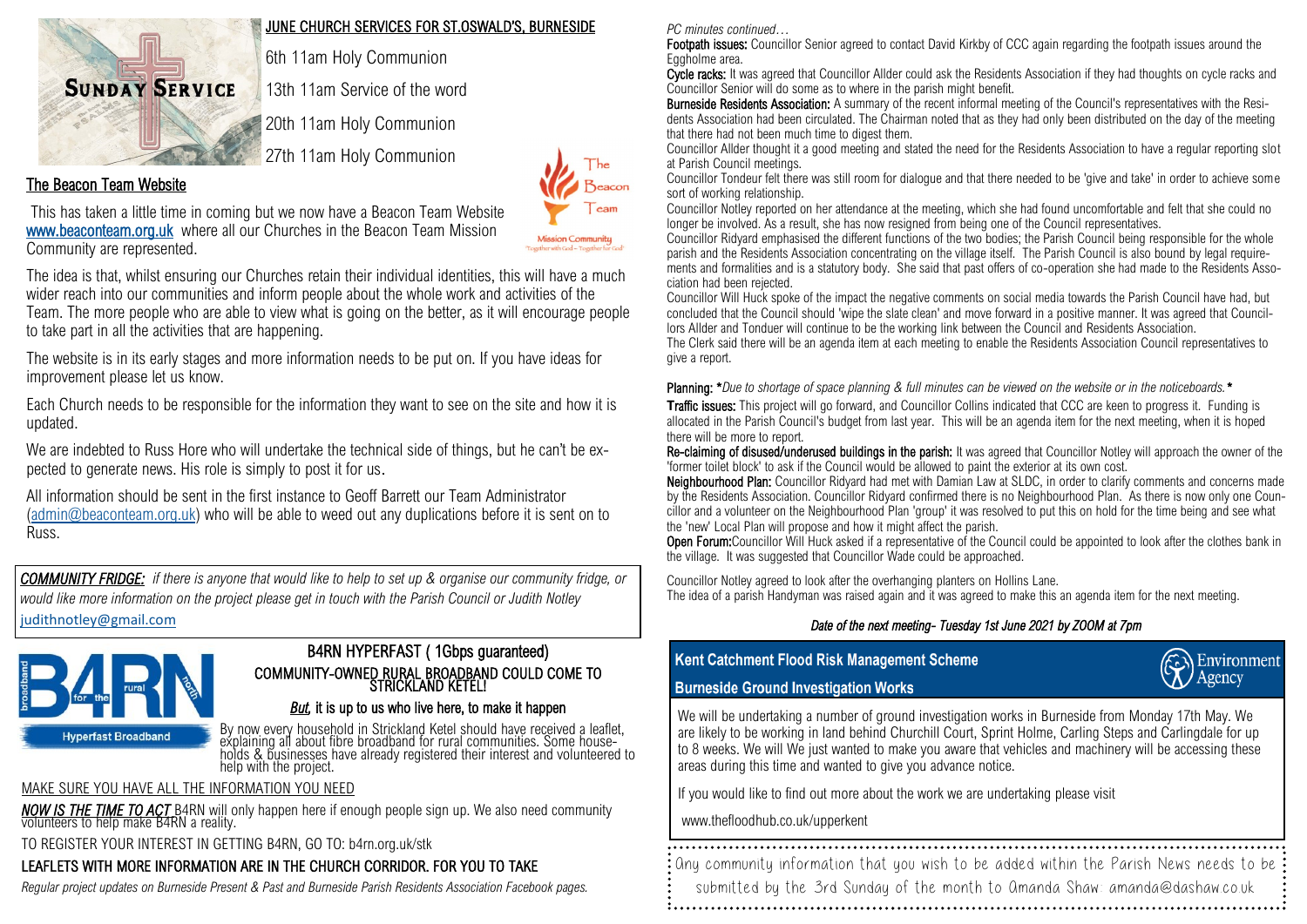## JUNE CHURCH SERVICES FOR ST.OSWALD'S, BURNESIDE

6th 11am Holy Communion

13th 11am Service of the word

20th 11am Holy Communion

27th 11am Holy Communion

## The Beacon Team Website

This has taken a little time in coming but we now have a Beacon Team Website www.beaconteam.org.uk where all our Churches in the Beacon Team Mission Community are represented.

The idea is that, whilst ensuring our Churches retain their individual identities, this will have a much wider reach into our communities and inform people about the whole work and activities of the Team. The more people who are able to view what is going on the better, as it will encourage people to take part in all the activities that are happening.

The website is in its early stages and more information needs to be put on. If you have ideas for improvement please let us know.

Each Church needs to be responsible for the information they want to see on the site and how it is updated.

We are indebted to Russ Hore who will undertake the technical side of things, but he can't be expected to generate news. His role is simply to post it for us.

All information should be sent in the first instance to Geoff Barrett our Team Administrator (admin@beaconteam.org.uk) who will be able to weed out any duplications before it is sent on to Russ.

***COMMUNITY FRIDGE:*** *if there is anyone that would like to help to set up & organise our community fridge, or would like more information on the project please get in touch with the Parish Council or Judith Notley* judithnotley@gmail.com

## B4RN HYPERFAST ( 1Gbps guaranteed)

### COMMUNITY-OWNED RURAL BROADBAND COULD COME TO STRICKLAND KETEL!

***But,*** **it is up to us who live here, to make it happen**

By now every household in Strickland Ketel should have received a leaflet, explaining all about fibre broadband for rural communities. Some households & businesses have already registered their interest and volunteered to help with the project.

MAKE SURE YOU HAVE ALL THE INFORMATION YOU NEED

***NOW IS THE TIME TO ACT*** B4RN will only happen here if enough people sign up. We also need community volunteers to help make B4RN a reality.

TO REGISTER YOUR INTEREST IN GETTING B4RN, GO TO: b4rn.org.uk/stk

**LEAFLETS WITH MORE INFORMATION ARE IN THE CHURCH CORRIDOR. FOR YOU TO TAKE**

*Regular project updates on Burneside Present & Past and Burneside Parish Residents Association Facebook pages.*

*PC minutes continued…*

**Footpath issues:** Councillor Senior agreed to contact David Kirkby of CCC again regarding the footpath issues around the Eggholme area.

**Cycle racks:** It was agreed that Councillor Allder could ask the Residents Association if they had thoughts on cycle racks and Councillor Senior will do some as to where in the parish might benefit.

**Burneside Residents Association:** A summary of the recent informal meeting of the Council's representatives with the Residents Association had been circulated. The Chairman noted that as they had only been distributed on the day of the meeting that there had not been much time to digest them.

Councillor Allder thought it a good meeting and stated the need for the Residents Association to have a regular reporting slot at Parish Council meetings.

Councillor Tondeur felt there was still room for dialogue and that there needed to be 'give and take' in order to achieve some sort of working relationship.

Councillor Notley reported on her attendance at the meeting, which she had found uncomfortable and felt that she could no longer be involved. As a result, she has now resigned from being one of the Council representatives.

Councillor Ridyard emphasised the different functions of the two bodies; the Parish Council being responsible for the whole parish and the Residents Association concentrating on the village itself. The Parish Council is also bound by legal requirements and formalities and is a statutory body. She said that past offers of co-operation she had made to the Residents Association had been rejected.

Councillor Will Huck spoke of the impact the negative comments on social media towards the Parish Council have had, but concluded that the Council should 'wipe the slate clean' and move forward in a positive manner. It was agreed that Councillors Allder and Tonduer will continue to be the working link between the Council and Residents Association.

The Clerk said there will be an agenda item at each meeting to enable the Residents Association Council representatives to give a report.

**Planning:** *\*Due to shortage of space planning & full minutes can be viewed on the website or in the noticeboards.\**

**Traffic issues:** This project will go forward, and Councillor Collins indicated that CCC are keen to progress it. Funding is allocated in the Parish Council's budget from last year. This will be an agenda item for the next meeting, when it is hoped there will be more to report.

**Re-claiming of disused/underused buildings in the parish:** It was agreed that Councillor Notley will approach the owner of the 'former toilet block' to ask if the Council would be allowed to paint the exterior at its own cost.

**Neighbourhood Plan:** Councillor Ridyard had met with Damian Law at SLDC, in order to clarify comments and concerns made by the Residents Association. Councillor Ridyard confirmed there is no Neighbourhood Plan. As there is now only one Councillor and a volunteer on the Neighbourhood Plan 'group' it was resolved to put this on hold for the time being and see what the 'new' Local Plan will propose and how it might affect the parish.

**Open Forum:** Councillor Will Huck asked if a representative of the Council could be appointed to look after the clothes bank in the village. It was suggested that Councillor Wade could be approached.

Councillor Notley agreed to look after the overhanging planters on Hollins Lane.

The idea of a parish Handyman was raised again and it was agreed to make this an agenda item for the next meeting.

*Date of the next meeting- Tuesday 1st June 2021 by ZOOM at 7pm*

## Kent Catchment Flood Risk Management Scheme

### Burneside Ground Investigation Works

Environment Agency

We will be undertaking a number of ground investigation works in Burneside from Monday 17th May. We are likely to be working in land behind Churchill Court, Sprint Holme, Carling Steps and Carlingdale for up to 8 weeks. We will We just wanted to make you aware that vehicles and machinery will be accessing these areas during this time and wanted to give you advance notice.

If you would like to find out more about the work we are undertaking please visit

www.thefloodhub.co.uk/upperkent

Any community information that you wish to be added within the Parish News needs to be submitted by the 3rd Sunday of the month to Amanda Shaw: amanda@dashaw.co.uk